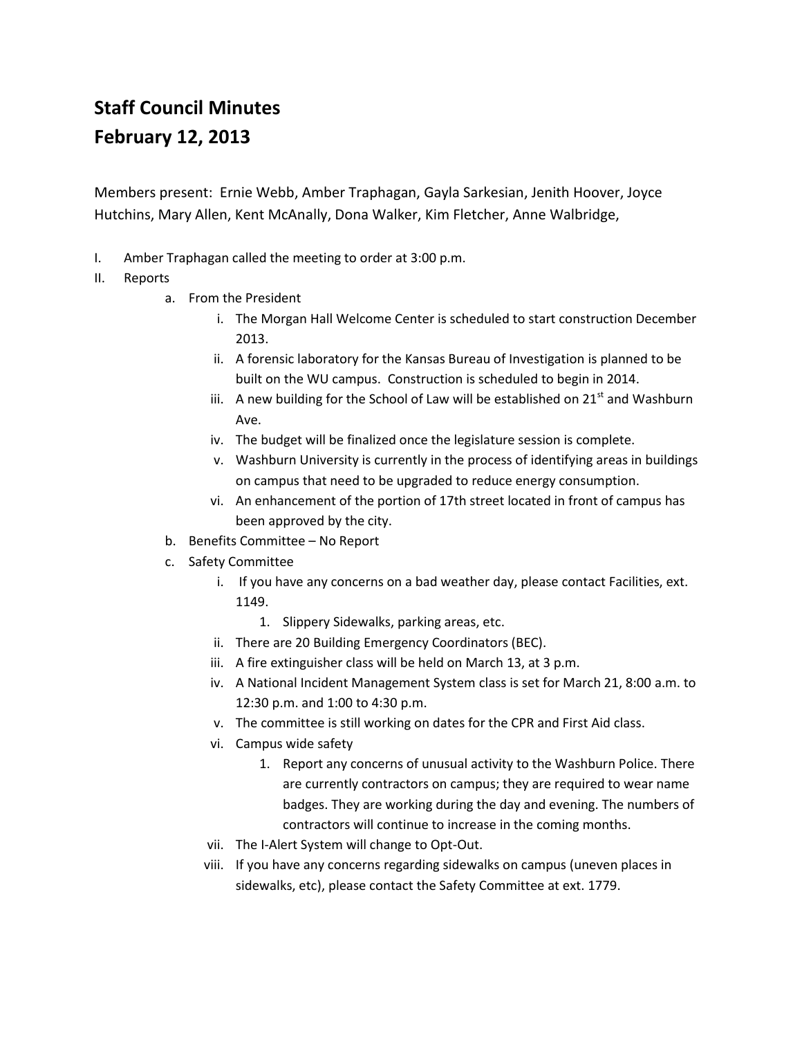# Staff Council Minutes
# February 12, 2013

Members present: Ernie Webb, Amber Traphagan, Gayla Sarkesian, Jenith Hoover, Joyce Hutchins, Mary Allen, Kent McAnally, Dona Walker, Kim Fletcher, Anne Walbridge,

I. Amber Traphagan called the meeting to order at 3:00 p.m.
II. Reports
   a. From the President
      i. The Morgan Hall Welcome Center is scheduled to start construction December 2013.
      ii. A forensic laboratory for the Kansas Bureau of Investigation is planned to be built on the WU campus. Construction is scheduled to begin in 2014.
      iii. A new building for the School of Law will be established on 21st and Washburn Ave.
      iv. The budget will be finalized once the legislature session is complete.
      v. Washburn University is currently in the process of identifying areas in buildings on campus that need to be upgraded to reduce energy consumption.
      vi. An enhancement of the portion of 17th street located in front of campus has been approved by the city.
   b. Benefits Committee – No Report
   c. Safety Committee
      i. If you have any concerns on a bad weather day, please contact Facilities, ext. 1149.
         1. Slippery Sidewalks, parking areas, etc.
      ii. There are 20 Building Emergency Coordinators (BEC).
      iii. A fire extinguisher class will be held on March 13, at 3 p.m.
      iv. A National Incident Management System class is set for March 21, 8:00 a.m. to 12:30 p.m. and 1:00 to 4:30 p.m.
      v. The committee is still working on dates for the CPR and First Aid class.
      vi. Campus wide safety
         1. Report any concerns of unusual activity to the Washburn Police. There are currently contractors on campus; they are required to wear name badges. They are working during the day and evening. The numbers of contractors will continue to increase in the coming months.
      vii. The I-Alert System will change to Opt-Out.
      viii. If you have any concerns regarding sidewalks on campus (uneven places in sidewalks, etc), please contact the Safety Committee at ext. 1779.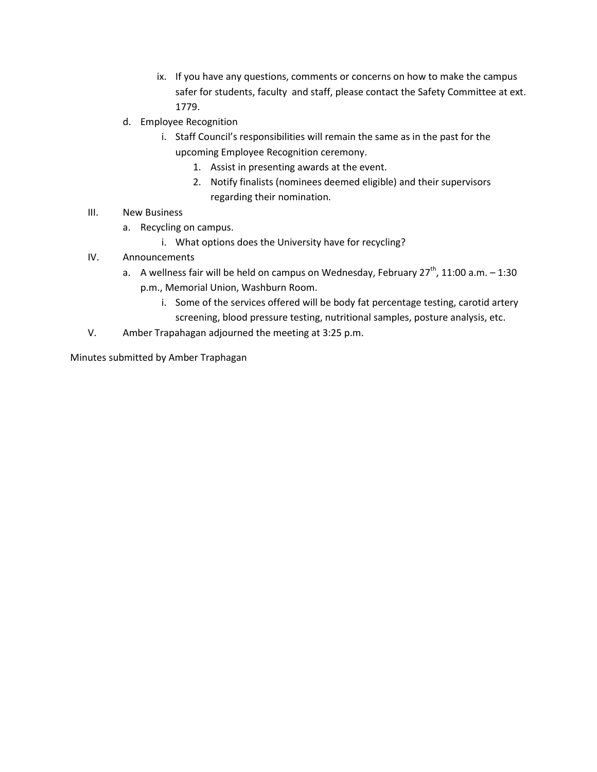ix. If you have any questions, comments or concerns on how to make the campus safer for students, faculty and staff, please contact the Safety Committee at ext. 1779.

d. Employee Recognition
   i. Staff Council's responsibilities will remain the same as in the past for the upcoming Employee Recognition ceremony.
      1. Assist in presenting awards at the event.
      2. Notify finalists (nominees deemed eligible) and their supervisors regarding their nomination.

III. New Business
   a. Recycling on campus.
      i. What options does the University have for recycling?

IV. Announcements
   a. A wellness fair will be held on campus on Wednesday, February 27th, 11:00 a.m. – 1:30 p.m., Memorial Union, Washburn Room.
      i. Some of the services offered will be body fat percentage testing, carotid artery screening, blood pressure testing, nutritional samples, posture analysis, etc.

V. Amber Trapahagan adjourned the meeting at 3:25 p.m.

Minutes submitted by Amber Traphagan